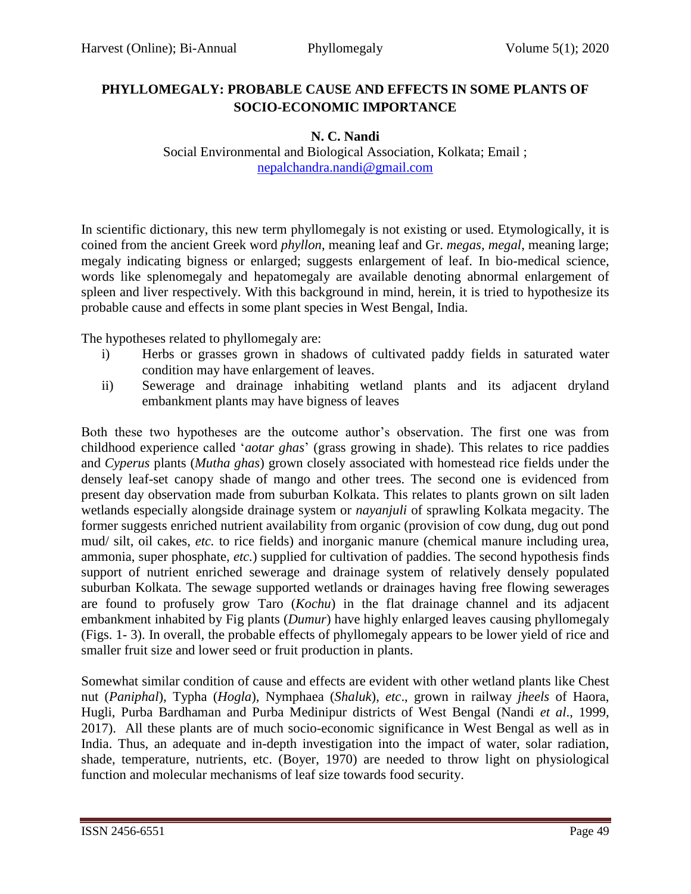# PHYLLOMEGALY: PROBABLE CAUSE AND EFFECTS IN SOME PLANTS OF SOCIO-ECONOMIC IMPORTANCE

**N. C. Nandi**

Social Environmental and Biological Association, Kolkata; Email ; nepalchandra.nandi@gmail.com

In scientific dictionary, this new term phyllomegaly is not existing or used. Etymologically, it is coined from the ancient Greek word *phyllon*, meaning leaf and Gr. *megas*, *megal*, meaning large; megaly indicating bigness or enlarged; suggests enlargement of leaf. In bio-medical science, words like splenomegaly and hepatomegaly are available denoting abnormal enlargement of spleen and liver respectively. With this background in mind, herein, it is tried to hypothesize its probable cause and effects in some plant species in West Bengal, India.

The hypotheses related to phyllomegaly are:

i) Herbs or grasses grown in shadows of cultivated paddy fields in saturated water condition may have enlargement of leaves.

ii) Sewerage and drainage inhabiting wetland plants and its adjacent dryland embankment plants may have bigness of leaves

Both these two hypotheses are the outcome author's observation. The first one was from childhood experience called '*aotar ghas*' (grass growing in shade). This relates to rice paddies and *Cyperus* plants (*Mutha ghas*) grown closely associated with homestead rice fields under the densely leaf-set canopy shade of mango and other trees. The second one is evidenced from present day observation made from suburban Kolkata. This relates to plants grown on silt laden wetlands especially alongside drainage system or *nayanjuli* of sprawling Kolkata megacity. The former suggests enriched nutrient availability from organic (provision of cow dung, dug out pond mud/ silt, oil cakes, *etc.* to rice fields) and inorganic manure (chemical manure including urea, ammonia, super phosphate, *etc.*) supplied for cultivation of paddies. The second hypothesis finds support of nutrient enriched sewerage and drainage system of relatively densely populated suburban Kolkata. The sewage supported wetlands or drainages having free flowing sewerages are found to profusely grow Taro (*Kochu*) in the flat drainage channel and its adjacent embankment inhabited by Fig plants (*Dumur*) have highly enlarged leaves causing phyllomegaly (Figs. 1- 3). In overall, the probable effects of phyllomegaly appears to be lower yield of rice and smaller fruit size and lower seed or fruit production in plants.

Somewhat similar condition of cause and effects are evident with other wetland plants like Chest nut (*Paniphal*), Typha (*Hogla*), Nymphaea (*Shaluk*), *etc*., grown in railway *jheels* of Haora, Hugli, Purba Bardhaman and Purba Medinipur districts of West Bengal (Nandi *et al*., 1999, 2017). All these plants are of much socio-economic significance in West Bengal as well as in India. Thus, an adequate and in-depth investigation into the impact of water, solar radiation, shade, temperature, nutrients, etc. (Boyer, 1970) are needed to throw light on physiological function and molecular mechanisms of leaf size towards food security.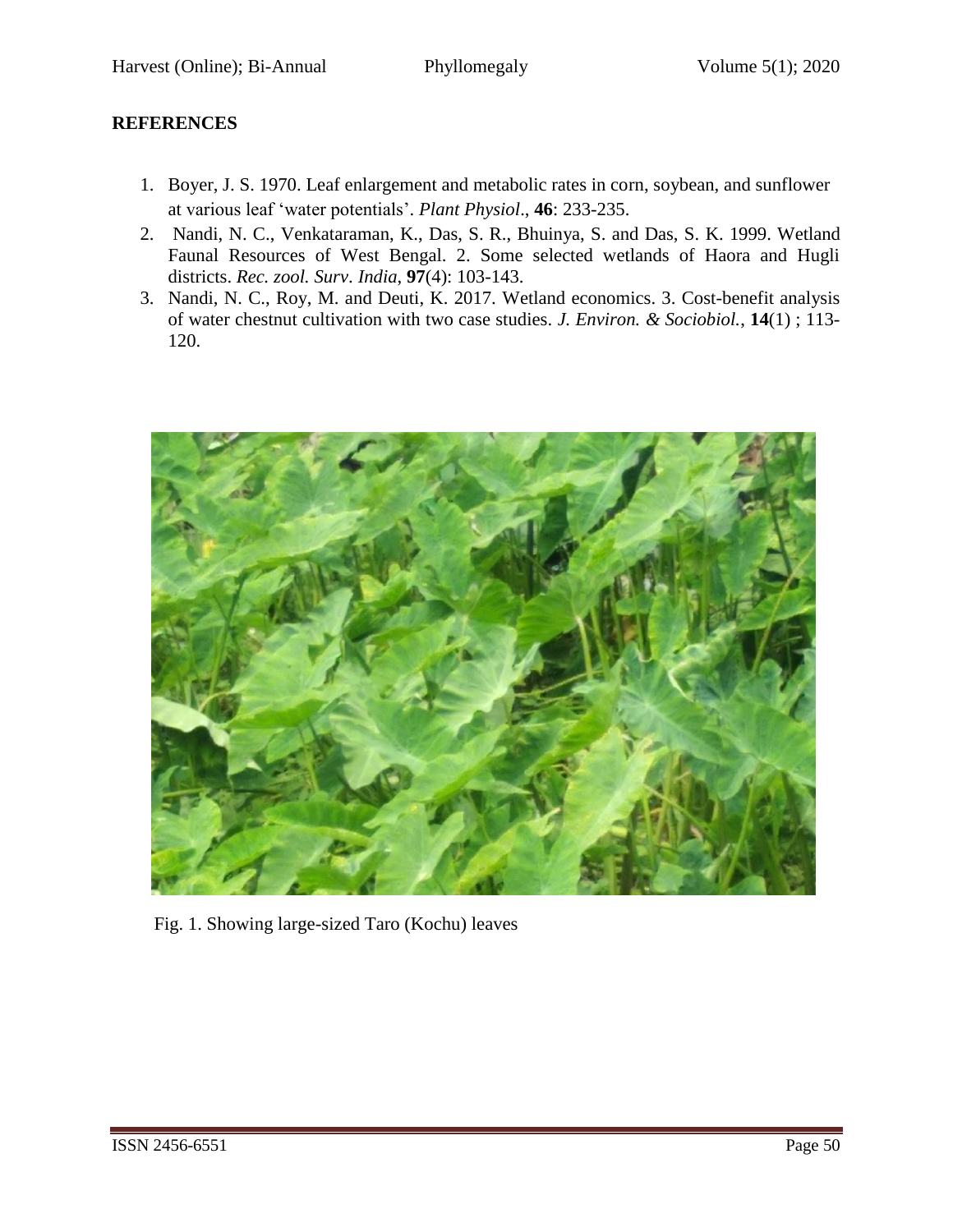## REFERENCES

1. Boyer, J. S. 1970. Leaf enlargement and metabolic rates in corn, soybean, and sunflower at various leaf 'water potentials'. *Plant Physiol*., **46**: 233-235.
2. Nandi, N. C., Venkataraman, K., Das, S. R., Bhuinya, S. and Das, S. K. 1999. Wetland Faunal Resources of West Bengal. 2. Some selected wetlands of Haora and Hugli districts. *Rec. zool. Surv. India*, **97**(4): 103-143.
3. Nandi, N. C., Roy, M. and Deuti, K. 2017. Wetland economics. 3. Cost-benefit analysis of water chestnut cultivation with two case studies. *J. Environ. & Sociobiol.*, **14**(1) ; 113-120.

Fig. 1. Showing large-sized Taro (Kochu) leaves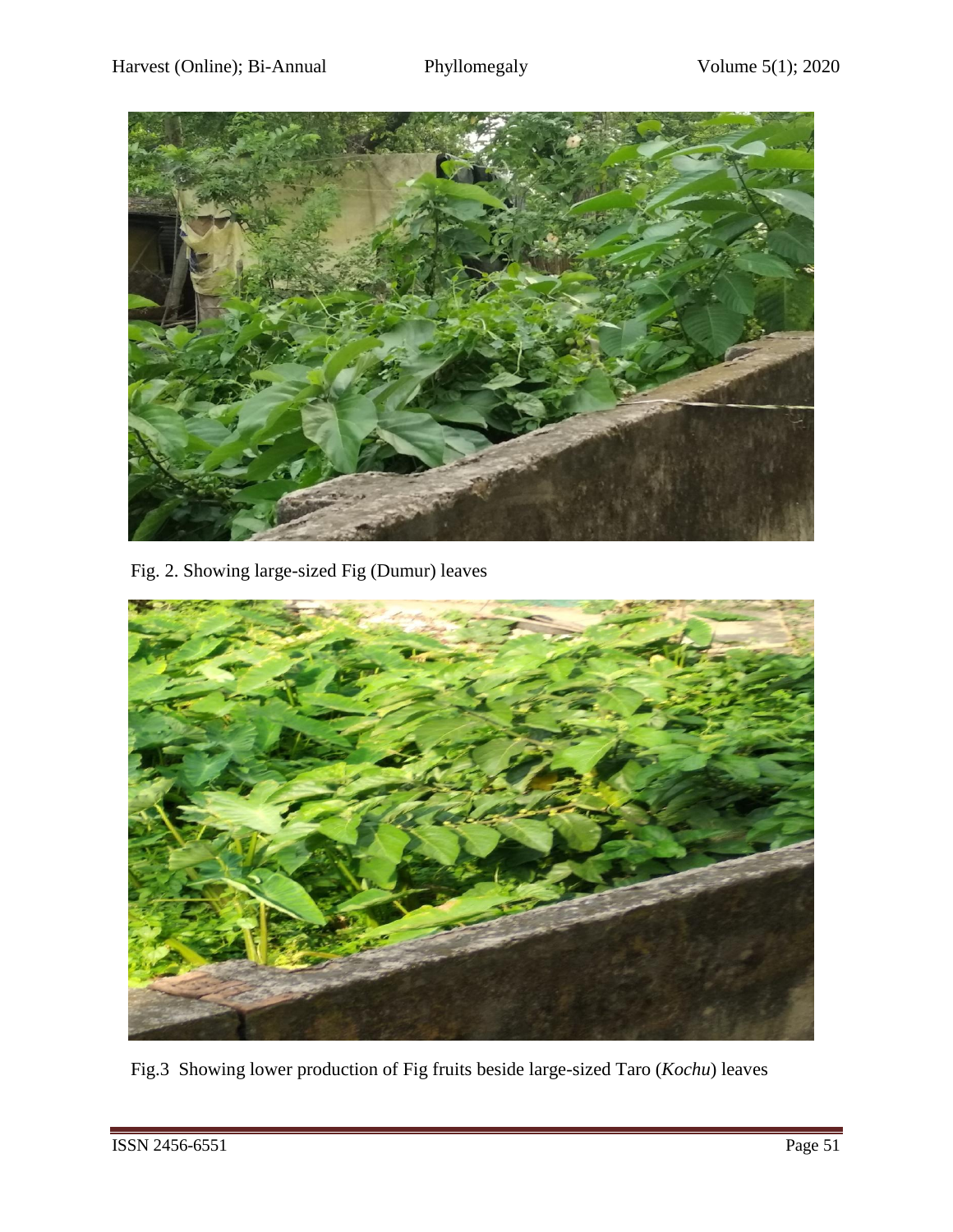Fig. 2. Showing large-sized Fig (Dumur) leaves

Fig.3 Showing lower production of Fig fruits beside large-sized Taro (*Kochu*) leaves